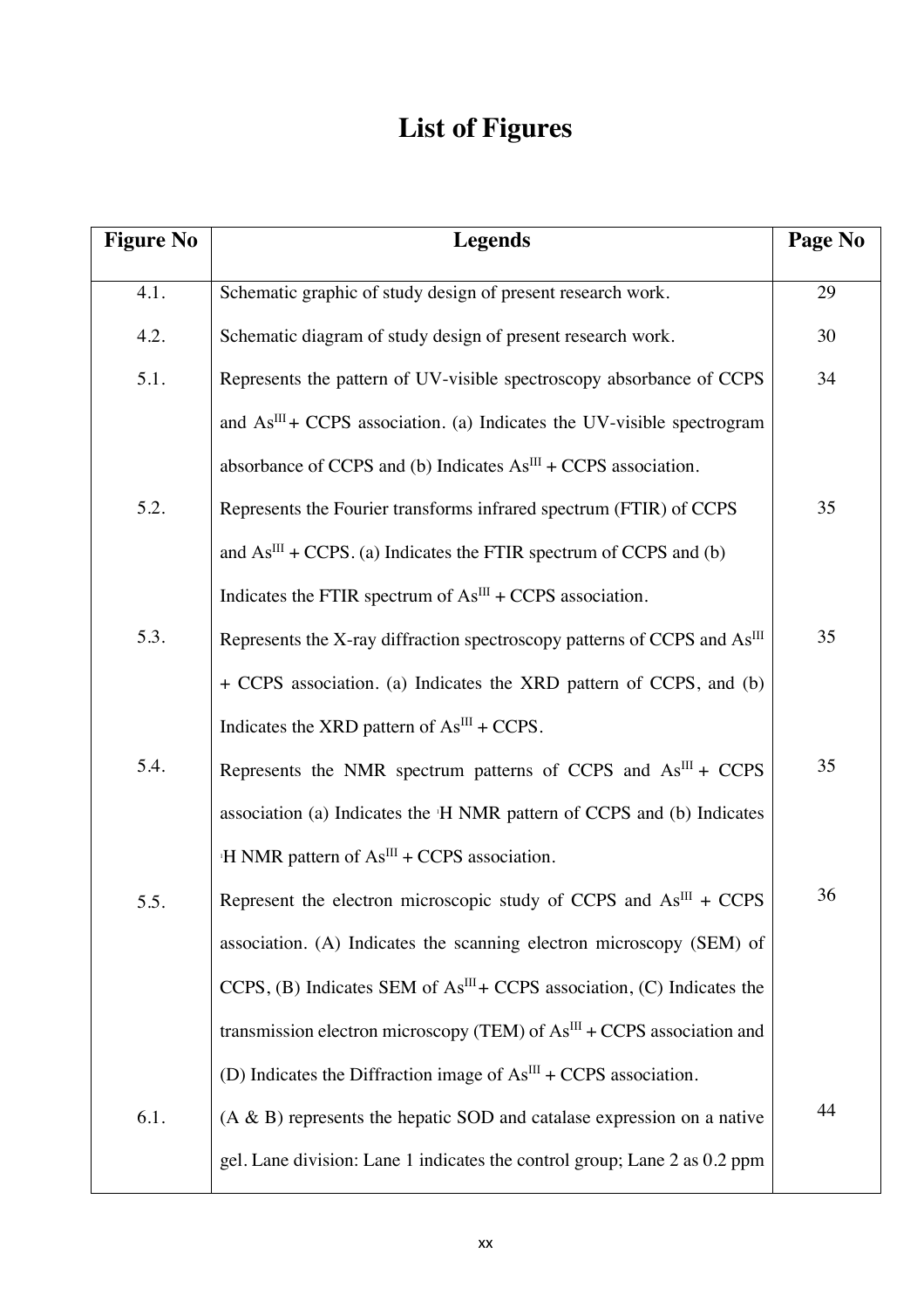# List of Figures

| Figure No | Legends | Page No |
|---|---|---|
| 4.1. | Schematic graphic of study design of present research work. | 29 |
| 4.2. | Schematic diagram of study design of present research work. | 30 |
| 5.1. | Represents the pattern of UV-visible spectroscopy absorbance of CCPS and $As^{III}$ + CCPS association. (a) Indicates the UV-visible spectrogram absorbance of CCPS and (b) Indicates $As^{III}$ + CCPS association. | 34 |
| 5.2. | Represents the Fourier transforms infrared spectrum (FTIR) of CCPS and $As^{III}$ + CCPS. (a) Indicates the FTIR spectrum of CCPS and (b) Indicates the FTIR spectrum of $As^{III}$ + CCPS association. | 35 |
| 5.3. | Represents the X-ray diffraction spectroscopy patterns of CCPS and $As^{III}$ + CCPS association. (a) Indicates the XRD pattern of CCPS, and (b) Indicates the XRD pattern of $As^{III}$ + CCPS. | 35 |
| 5.4. | Represents the NMR spectrum patterns of CCPS and $As^{III}$ + CCPS association (a) Indicates the $^{1}H$ NMR pattern of CCPS and (b) Indicates $^{1}H$ NMR pattern of $As^{III}$ + CCPS association. | 35 |
| 5.5. | Represent the electron microscopic study of CCPS and $As^{III}$ + CCPS association. (A) Indicates the scanning electron microscopy (SEM) of CCPS, (B) Indicates SEM of $As^{III}$ + CCPS association, (C) Indicates the transmission electron microscopy (TEM) of $As^{III}$ + CCPS association and (D) Indicates the Diffraction image of $As^{III}$ + CCPS association. | 36 |
| 6.1. | (A & B) represents the hepatic SOD and catalase expression on a native gel. Lane division: Lane 1 indicates the control group; Lane 2 as 0.2 ppm | 44 |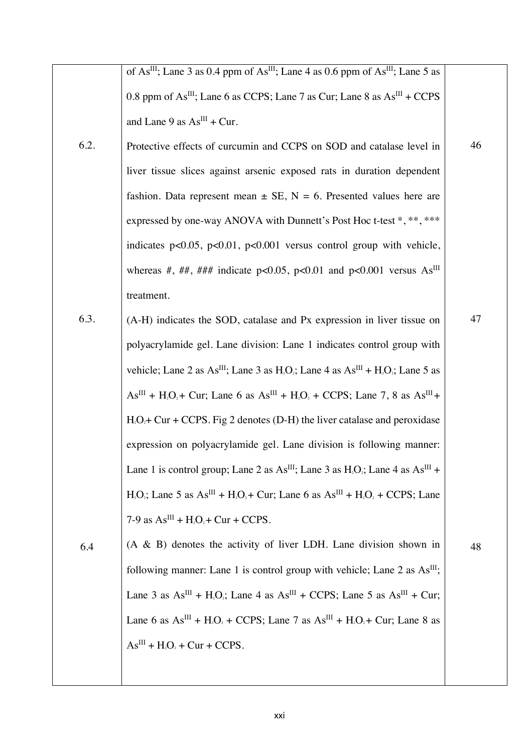| | | |
|---|---|---|
| | of $As^{III}$; Lane 3 as 0.4 ppm of $As^{III}$; Lane 4 as 0.6 ppm of $As^{III}$; Lane 5 as 0.8 ppm of $As^{III}$; Lane 6 as CCPS; Lane 7 as Cur; Lane 8 as $As^{III}$ + CCPS and Lane 9 as $As^{III}$ + Cur. | |
| 6.2. | Protective effects of curcumin and CCPS on SOD and catalase level in liver tissue slices against arsenic exposed rats in duration dependent fashion. Data represent mean ± SE, N = 6. Presented values here are expressed by one-way ANOVA with Dunnett's Post Hoc t-test *, **, *** indicates $p<0.05$, $p<0.01$, $p<0.001$ versus control group with vehicle, whereas #, ##, ### indicate $p<0.05$, $p<0.01$ and $p<0.001$ versus $As^{III}$ treatment. | 46 |
| 6.3. | (A-H) indicates the SOD, catalase and Px expression in liver tissue on polyacrylamide gel. Lane division: Lane 1 indicates control group with vehicle; Lane 2 as $As^{III}$; Lane 3 as $H_2O_2$; Lane 4 as $As^{III}$ + $H_2O_2$; Lane 5 as $As^{III}$ + $H_2O_2$ + Cur; Lane 6 as $As^{III}$ + $H_2O_2$ + CCPS; Lane 7, 8 as $As^{III}$ + $H_2O_2$ + Cur + CCPS. Fig 2 denotes (D-H) the liver catalase and peroxidase expression on polyacrylamide gel. Lane division is following manner: Lane 1 is control group; Lane 2 as $As^{III}$; Lane 3 as $H_2O_2$; Lane 4 as $As^{III}$ + $H_2O_2$; Lane 5 as $As^{III}$ + $H_2O_2$ + Cur; Lane 6 as $As^{III}$ + $H_2O_2$ + CCPS; Lane 7-9 as $As^{III}$ + $H_2O_2$ + Cur + CCPS. | 47 |
| 6.4 | (A & B) denotes the activity of liver LDH. Lane division shown in following manner: Lane 1 is control group with vehicle; Lane 2 as $As^{III}$; Lane 3 as $As^{III}$ + $H_2O_2$; Lane 4 as $As^{III}$ + CCPS; Lane 5 as $As^{III}$ + Cur; Lane 6 as $As^{III}$ + $H_2O_2$ + CCPS; Lane 7 as $As^{III}$ + $H_2O_2$ + Cur; Lane 8 as $As^{III}$ + $H_2O_2$ + Cur + CCPS. | 48 |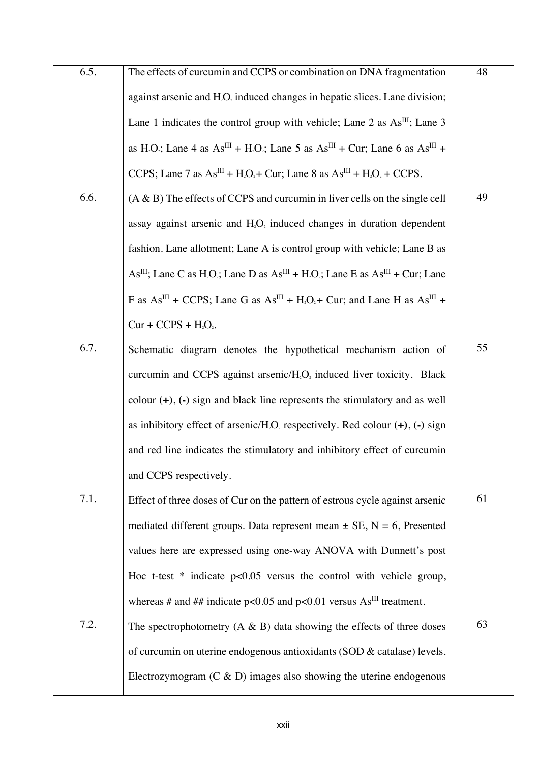| | | |
|---|---|---|
| 6.5. | The effects of curcumin and CCPS or combination on DNA fragmentation against arsenic and $H_2O_2$ induced changes in hepatic slices. Lane division; Lane 1 indicates the control group with vehicle; Lane 2 as $As^{III}$; Lane 3 as $H_2O_2$; Lane 4 as $As^{III}$ + $H_2O_2$; Lane 5 as $As^{III}$ + Cur; Lane 6 as $As^{III}$ + CCPS; Lane 7 as $As^{III}$ + $H_2O_2$ + Cur; Lane 8 as $As^{III}$ + $H_2O_2$ + CCPS. | 48 |
| 6.6. | (A & B) The effects of CCPS and curcumin in liver cells on the single cell assay against arsenic and $H_2O_2$ induced changes in duration dependent fashion. Lane allotment; Lane A is control group with vehicle; Lane B as $As^{III}$; Lane C as $H_2O_2$; Lane D as $As^{III}$ + $H_2O_2$; Lane E as $As^{III}$ + Cur; Lane F as $As^{III}$ + CCPS; Lane G as $As^{III}$ + $H_2O_2$ + Cur; and Lane H as $As^{III}$ + Cur + CCPS + $H_2O_2$. | 49 |
| 6.7. | Schematic diagram denotes the hypothetical mechanism action of curcumin and CCPS against arsenic/$H_2O_2$ induced liver toxicity. Black colour **(+)**, **(-)** sign and black line represents the stimulatory and as well as inhibitory effect of arsenic/$H_2O_2$ respectively. Red colour **(+)**, **(-)** sign and red line indicates the stimulatory and inhibitory effect of curcumin and CCPS respectively. | 55 |
| 7.1. | Effect of three doses of Cur on the pattern of estrous cycle against arsenic mediated different groups. Data represent mean ± SE, N = 6, Presented values here are expressed using one-way ANOVA with Dunnett's post Hoc t-test * indicate $p<0.05$ versus the control with vehicle group, whereas # and ## indicate $p<0.05$ and $p<0.01$ versus $As^{III}$ treatment. | 61 |
| 7.2. | The spectrophotometry (A & B) data showing the effects of three doses of curcumin on uterine endogenous antioxidants (SOD & catalase) levels. Electrozymogram (C & D) images also showing the uterine endogenous | 63 |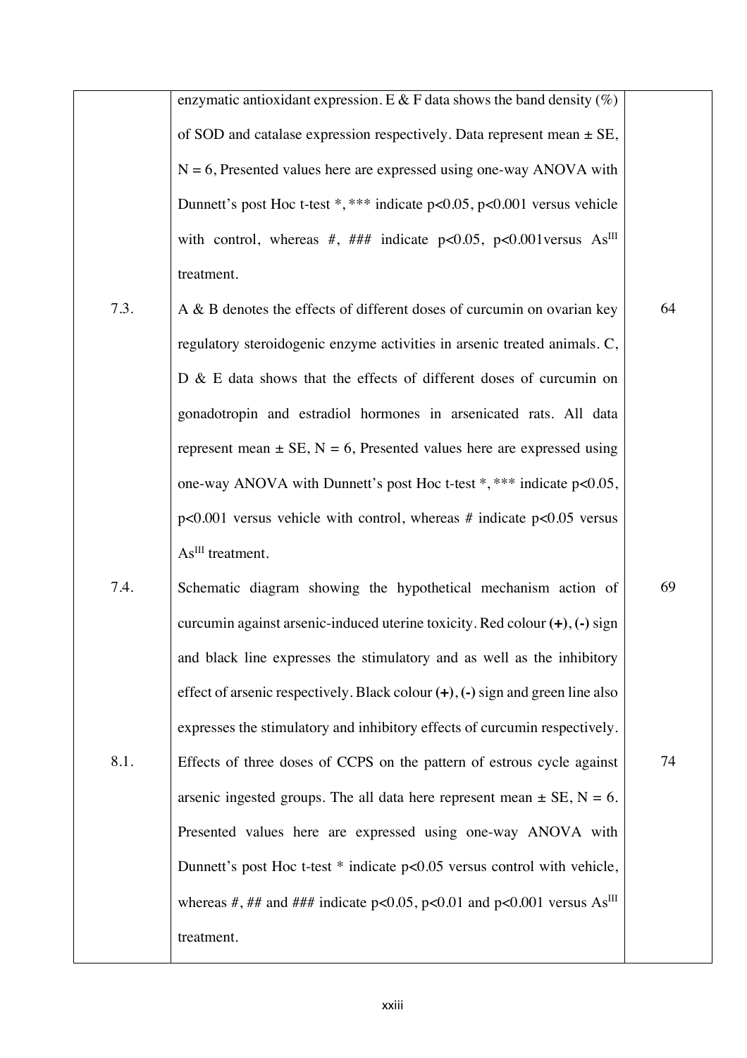| | | |
|---|---|---|
| | enzymatic antioxidant expression. E & F data shows the band density (%) of SOD and catalase expression respectively. Data represent mean ± SE, N = 6, Presented values here are expressed using one-way ANOVA with Dunnett's post Hoc t-test *, *** indicate $p<0.05$, $p<0.001$ versus vehicle with control, whereas #, ### indicate $p<0.05$, $p<0.001$versus $As^{III}$ treatment. | |
| 7.3. | A & B denotes the effects of different doses of curcumin on ovarian key regulatory steroidogenic enzyme activities in arsenic treated animals. C, D & E data shows that the effects of different doses of curcumin on gonadotropin and estradiol hormones in arsenicated rats. All data represent mean ± SE, N = 6, Presented values here are expressed using one-way ANOVA with Dunnett's post Hoc t-test *, *** indicate $p<0.05$, $p<0.001$ versus vehicle with control, whereas # indicate $p<0.05$ versus $As^{III}$ treatment. | 64 |
| 7.4. | Schematic diagram showing the hypothetical mechanism action of curcumin against arsenic-induced uterine toxicity. Red colour **(+)**, **(-)** sign and black line expresses the stimulatory and as well as the inhibitory effect of arsenic respectively. Black colour **(+)**, **(-)** sign and green line also expresses the stimulatory and inhibitory effects of curcumin respectively. | 69 |
| 8.1. | Effects of three doses of CCPS on the pattern of estrous cycle against arsenic ingested groups. The all data here represent mean ± SE, N = 6. Presented values here are expressed using one-way ANOVA with Dunnett's post Hoc t-test * indicate $p<0.05$ versus control with vehicle, whereas #, ## and ### indicate $p<0.05$, $p<0.01$ and $p<0.001$ versus $As^{III}$ treatment. | 74 |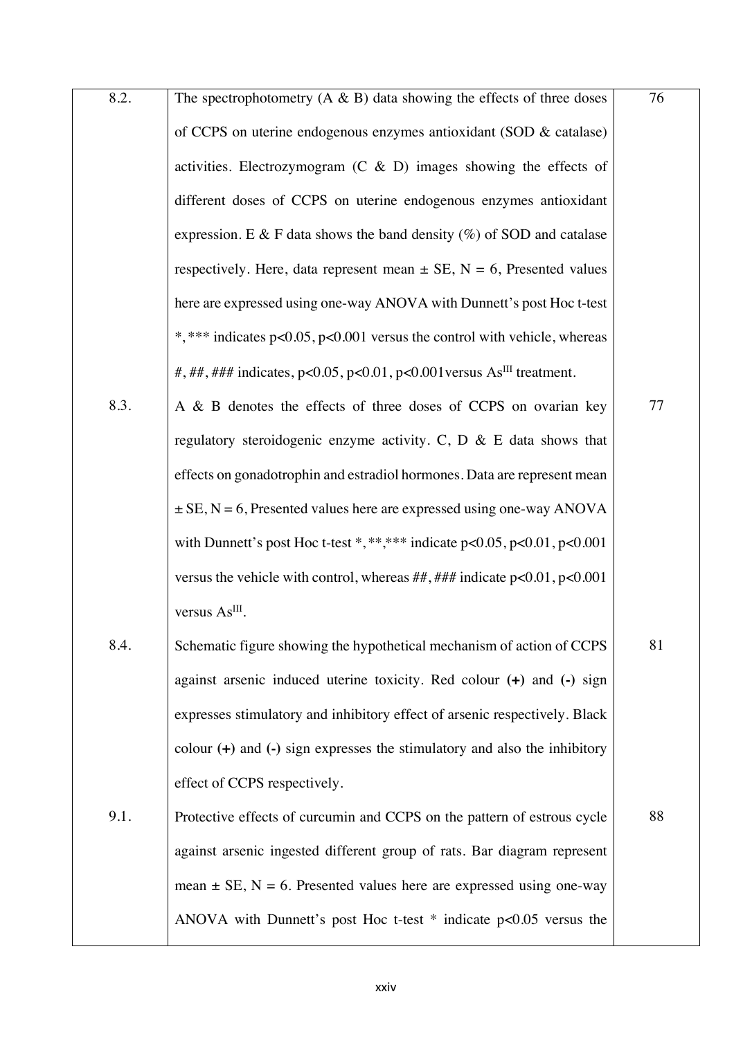| | | |
|---|---|---|
| 8.2. | The spectrophotometry (A & B) data showing the effects of three doses of CCPS on uterine endogenous enzymes antioxidant (SOD & catalase) activities. Electrozymogram (C & D) images showing the effects of different doses of CCPS on uterine endogenous enzymes antioxidant expression. E & F data shows the band density (%) of SOD and catalase respectively. Here, data represent mean ± SE, N = 6, Presented values here are expressed using one-way ANOVA with Dunnett's post Hoc t-test *, *** indicates $p<0.05$, $p<0.001$ versus the control with vehicle, whereas #, ##, ### indicates, $p<0.05$, $p<0.01$, $p<0.001$versus $As^{III}$ treatment. | 76 |
| 8.3. | A & B denotes the effects of three doses of CCPS on ovarian key regulatory steroidogenic enzyme activity. C, D & E data shows that effects on gonadotrophin and estradiol hormones. Data are represent mean ± SE, N = 6, Presented values here are expressed using one-way ANOVA with Dunnett's post Hoc t-test *, **,*** indicate $p<0.05$, $p<0.01$, $p<0.001$ versus the vehicle with control, whereas ##, ### indicate $p<0.01$, $p<0.001$ versus $As^{III}$. | 77 |
| 8.4. | Schematic figure showing the hypothetical mechanism of action of CCPS against arsenic induced uterine toxicity. Red colour **(+)** and **(-)** sign expresses stimulatory and inhibitory effect of arsenic respectively. Black colour **(+)** and **(-)** sign expresses the stimulatory and also the inhibitory effect of CCPS respectively. | 81 |
| 9.1. | Protective effects of curcumin and CCPS on the pattern of estrous cycle against arsenic ingested different group of rats. Bar diagram represent mean ± SE, N = 6. Presented values here are expressed using one-way ANOVA with Dunnett's post Hoc t-test * indicate $p<0.05$ versus the | 88 |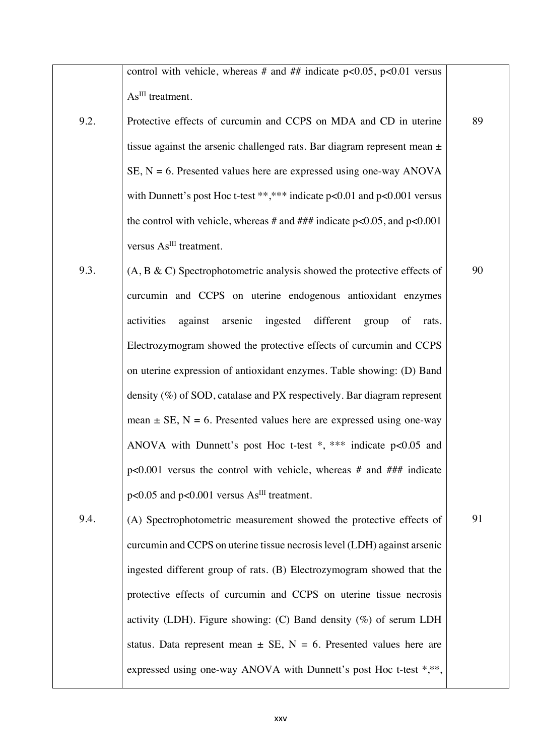| | | |
|---|---|---|
| | control with vehicle, whereas # and ## indicate $p<0.05$, $p<0.01$ versus $As^{III}$ treatment. | |
| 9.2. | Protective effects of curcumin and CCPS on MDA and CD in uterine tissue against the arsenic challenged rats. Bar diagram represent mean ± SE, N = 6. Presented values here are expressed using one-way ANOVA with Dunnett's post Hoc t-test **,*** indicate $p<0.01$ and $p<0.001$ versus the control with vehicle, whereas # and ### indicate $p<0.05$, and $p<0.001$ versus $As^{III}$ treatment. | 89 |
| 9.3. | (A, B & C) Spectrophotometric analysis showed the protective effects of curcumin and CCPS on uterine endogenous antioxidant enzymes activities against arsenic ingested different group of rats. Electrozymogram showed the protective effects of curcumin and CCPS on uterine expression of antioxidant enzymes. Table showing: (D) Band density (%) of SOD, catalase and PX respectively. Bar diagram represent mean ± SE, N = 6. Presented values here are expressed using one-way ANOVA with Dunnett's post Hoc t-test *, *** indicate $p<0.05$ and $p<0.001$ versus the control with vehicle, whereas # and ### indicate $p<0.05$ and $p<0.001$ versus $As^{III}$ treatment. | 90 |
| 9.4. | (A) Spectrophotometric measurement showed the protective effects of curcumin and CCPS on uterine tissue necrosis level (LDH) against arsenic ingested different group of rats. (B) Electrozymogram showed that the protective effects of curcumin and CCPS on uterine tissue necrosis activity (LDH). Figure showing: (C) Band density (%) of serum LDH status. Data represent mean ± SE, N = 6. Presented values here are expressed using one-way ANOVA with Dunnett's post Hoc t-test *,**, | 91 |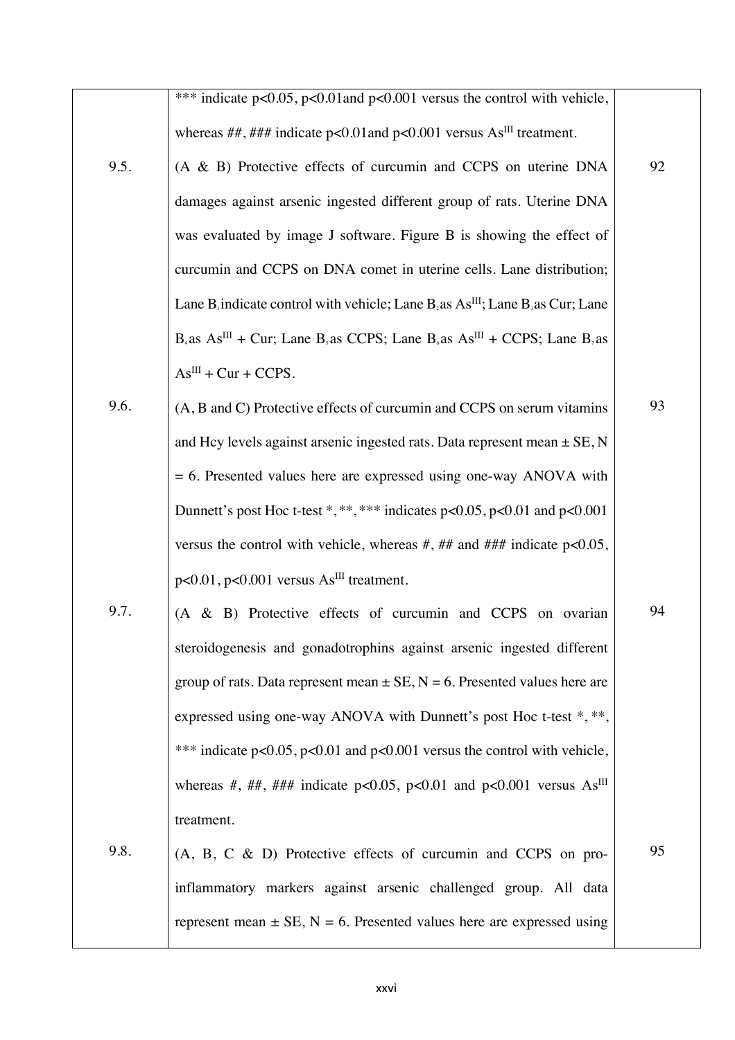| | | |
|---|---|---|
| | *** indicate $p<0.05$, $p<0.01$and $p<0.001$ versus the control with vehicle, whereas ##, ### indicate $p<0.01$and $p<0.001$ versus $As^{III}$ treatment. | |
| 9.5. | (A & B) Protective effects of curcumin and CCPS on uterine DNA damages against arsenic ingested different group of rats. Uterine DNA was evaluated by image J software. Figure B is showing the effect of curcumin and CCPS on DNA comet in uterine cells. Lane distribution; Lane $B_1$ indicate control with vehicle; Lane $B_2$ as $As^{III}$; Lane $B_3$ as Cur; Lane $B_4$ as $As^{III}$ + Cur; Lane $B_5$ as CCPS; Lane $B_6$ as $As^{III}$ + CCPS; Lane $B_7$ as $As^{III}$ + Cur + CCPS. | 92 |
| 9.6. | (A, B and C) Protective effects of curcumin and CCPS on serum vitamins and Hcy levels against arsenic ingested rats. Data represent mean ± SE, N = 6. Presented values here are expressed using one-way ANOVA with Dunnett's post Hoc t-test *, **, *** indicates $p<0.05$, $p<0.01$ and $p<0.001$ versus the control with vehicle, whereas #, ## and ### indicate $p<0.05$, $p<0.01$, $p<0.001$ versus $As^{III}$ treatment. | 93 |
| 9.7. | (A & B) Protective effects of curcumin and CCPS on ovarian steroidogenesis and gonadotrophins against arsenic ingested different group of rats. Data represent mean ± SE, N = 6. Presented values here are expressed using one-way ANOVA with Dunnett's post Hoc t-test *, **, *** indicate $p<0.05$, $p<0.01$ and $p<0.001$ versus the control with vehicle, whereas #, ##, ### indicate $p<0.05$, $p<0.01$ and $p<0.001$ versus $As^{III}$ treatment. | 94 |
| 9.8. | (A, B, C & D) Protective effects of curcumin and CCPS on pro-inflammatory markers against arsenic challenged group. All data represent mean ± SE, N = 6. Presented values here are expressed using | 95 |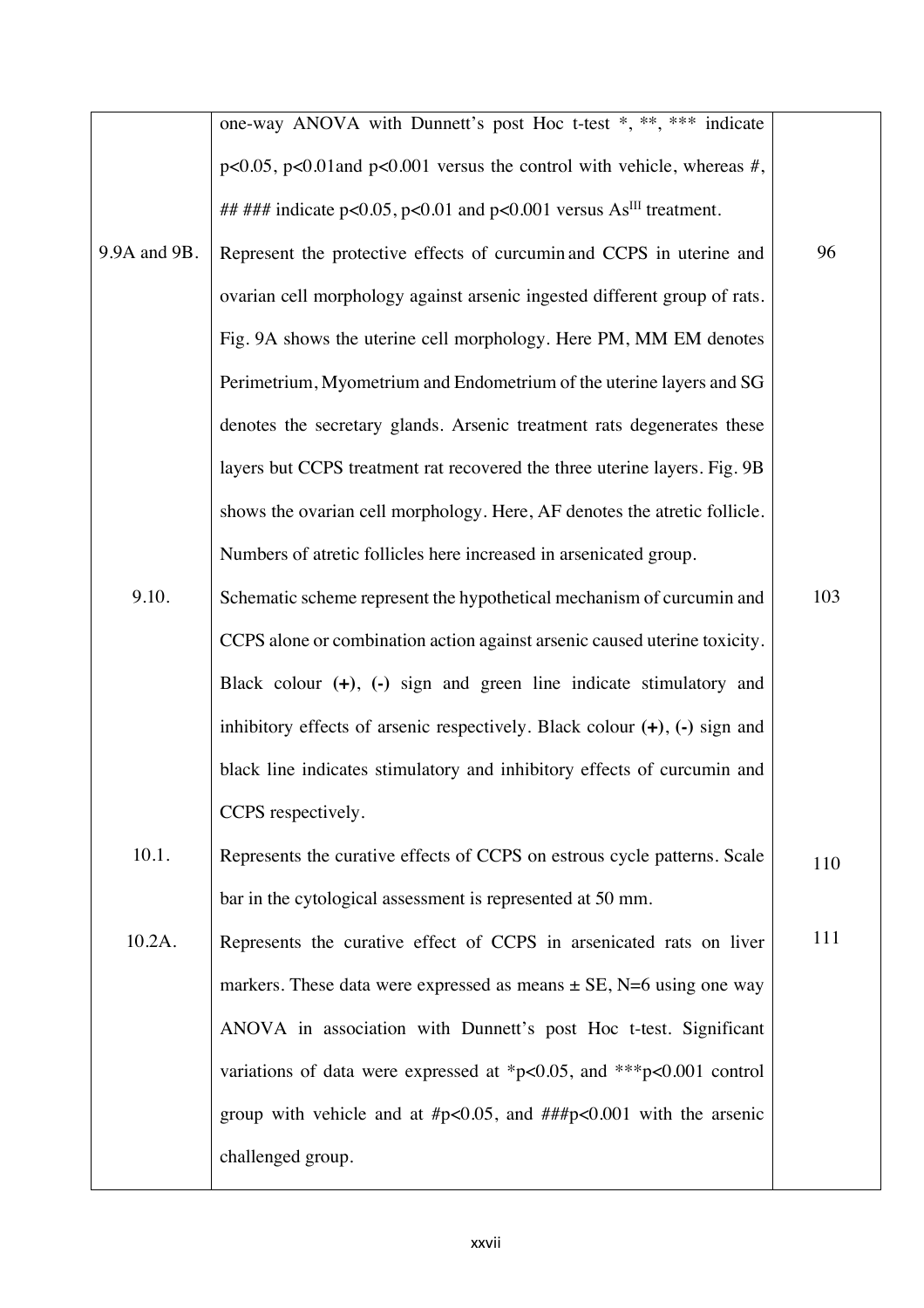| | | |
|---|---|---|
| | one-way ANOVA with Dunnett's post Hoc t-test *, **, *** indicate p<0.05, p<0.01and p<0.001 versus the control with vehicle, whereas #, ## ### indicate p<0.05, p<0.01 and p<0.001 versus $As^{III}$ treatment. | |
| 9.9A and 9B. | Represent the protective effects of curcumin and CCPS in uterine and ovarian cell morphology against arsenic ingested different group of rats. Fig. 9A shows the uterine cell morphology. Here PM, MM EM denotes Perimetrium, Myometrium and Endometrium of the uterine layers and SG denotes the secretary glands. Arsenic treatment rats degenerates these layers but CCPS treatment rat recovered the three uterine layers. Fig. 9B shows the ovarian cell morphology. Here, AF denotes the atretic follicle. Numbers of atretic follicles here increased in arsenicated group. | 96 |
| 9.10. | Schematic scheme represent the hypothetical mechanism of curcumin and CCPS alone or combination action against arsenic caused uterine toxicity. Black colour **(+)**, **(-)** sign and green line indicate stimulatory and inhibitory effects of arsenic respectively. Black colour **(+)**, **(-)** sign and black line indicates stimulatory and inhibitory effects of curcumin and CCPS respectively. | 103 |
| 10.1. | Represents the curative effects of CCPS on estrous cycle patterns. Scale bar in the cytological assessment is represented at 50 mm. | 110 |
| 10.2A. | Represents the curative effect of CCPS in arsenicated rats on liver markers. These data were expressed as means ± SE, N=6 using one way ANOVA in association with Dunnett's post Hoc t-test. Significant variations of data were expressed at *p<0.05, and ***p<0.001 control group with vehicle and at #p<0.05, and ###p<0.001 with the arsenic challenged group. | 111 |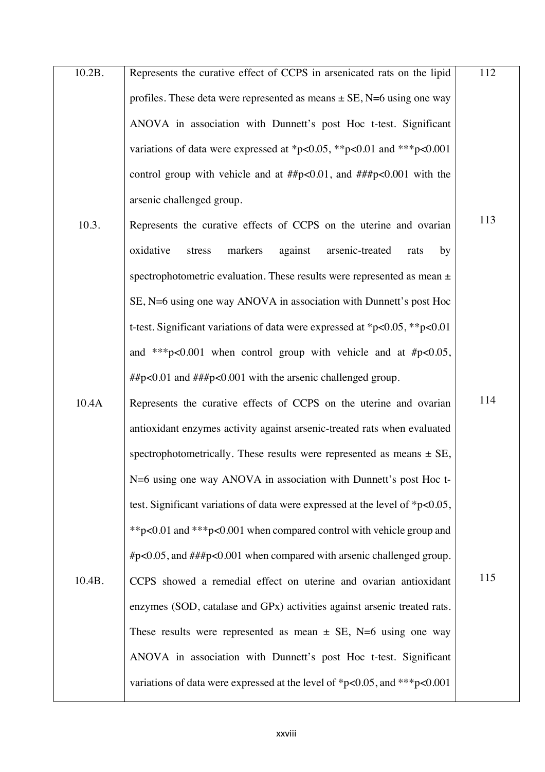| | | |
|---|---|---|
| 10.2B. | Represents the curative effect of CCPS in arsenicated rats on the lipid profiles. These deta were represented as means ± SE, N=6 using one way ANOVA in association with Dunnett's post Hoc t-test. Significant variations of data were expressed at *p<0.05, **p<0.01 and ***p<0.001 control group with vehicle and at ##p<0.01, and ###p<0.001 with the arsenic challenged group. | 112 |
| 10.3. | Represents the curative effects of CCPS on the uterine and ovarian oxidative stress markers against arsenic-treated rats by spectrophotometric evaluation. These results were represented as mean ± SE, N=6 using one way ANOVA in association with Dunnett's post Hoc t-test. Significant variations of data were expressed at *p<0.05, **p<0.01 and ***p<0.001 when control group with vehicle and at #p<0.05, ##p<0.01 and ###p<0.001 with the arsenic challenged group. | 113 |
| 10.4A | Represents the curative effects of CCPS on the uterine and ovarian antioxidant enzymes activity against arsenic-treated rats when evaluated spectrophotometrically. These results were represented as means ± SE, N=6 using one way ANOVA in association with Dunnett's post Hoc t-test. Significant variations of data were expressed at the level of *p<0.05, **p<0.01 and ***p<0.001 when compared control with vehicle group and #p<0.05, and ###p<0.001 when compared with arsenic challenged group. | 114 |
| 10.4B. | CCPS showed a remedial effect on uterine and ovarian antioxidant enzymes (SOD, catalase and GPx) activities against arsenic treated rats. These results were represented as mean ± SE, N=6 using one way ANOVA in association with Dunnett's post Hoc t-test. Significant variations of data were expressed at the level of *p<0.05, and ***p<0.001 | 115 |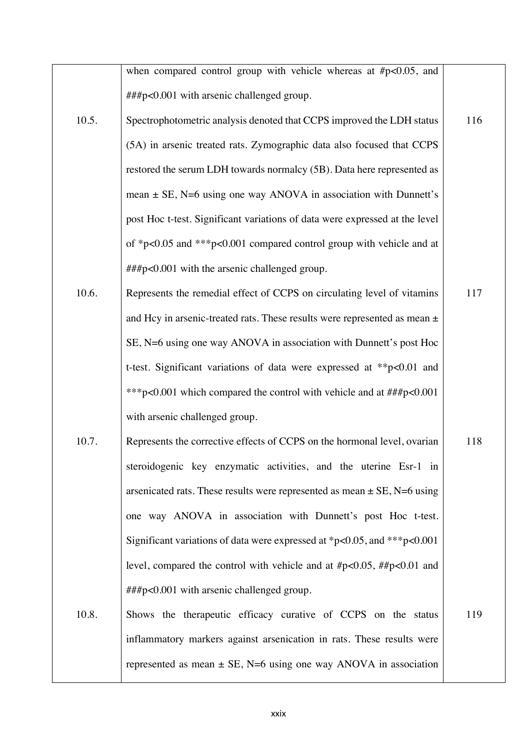| | | |
|---|---|---|
| | when compared control group with vehicle whereas at #p<0.05, and ###p<0.001 with arsenic challenged group. | |
| 10.5. | Spectrophotometric analysis denoted that CCPS improved the LDH status (5A) in arsenic treated rats. Zymographic data also focused that CCPS restored the serum LDH towards normalcy (5B). Data here represented as mean ± SE, N=6 using one way ANOVA in association with Dunnett's post Hoc t-test. Significant variations of data were expressed at the level of *p<0.05 and ***p<0.001 compared control group with vehicle and at ###p<0.001 with the arsenic challenged group. | 116 |
| 10.6. | Represents the remedial effect of CCPS on circulating level of vitamins and Hcy in arsenic-treated rats. These results were represented as mean ± SE, N=6 using one way ANOVA in association with Dunnett's post Hoc t-test. Significant variations of data were expressed at **p<0.01 and ***p<0.001 which compared the control with vehicle and at ###p<0.001 with arsenic challenged group. | 117 |
| 10.7. | Represents the corrective effects of CCPS on the hormonal level, ovarian steroidogenic key enzymatic activities, and the uterine Esr-1 in arsenicated rats. These results were represented as mean ± SE, N=6 using one way ANOVA in association with Dunnett's post Hoc t-test. Significant variations of data were expressed at *p<0.05, and ***p<0.001 level, compared the control with vehicle and at #p<0.05, ##p<0.01 and ###p<0.001 with arsenic challenged group. | 118 |
| 10.8. | Shows the therapeutic efficacy curative of CCPS on the status inflammatory markers against arsenication in rats. These results were represented as mean ± SE, N=6 using one way ANOVA in association | 119 |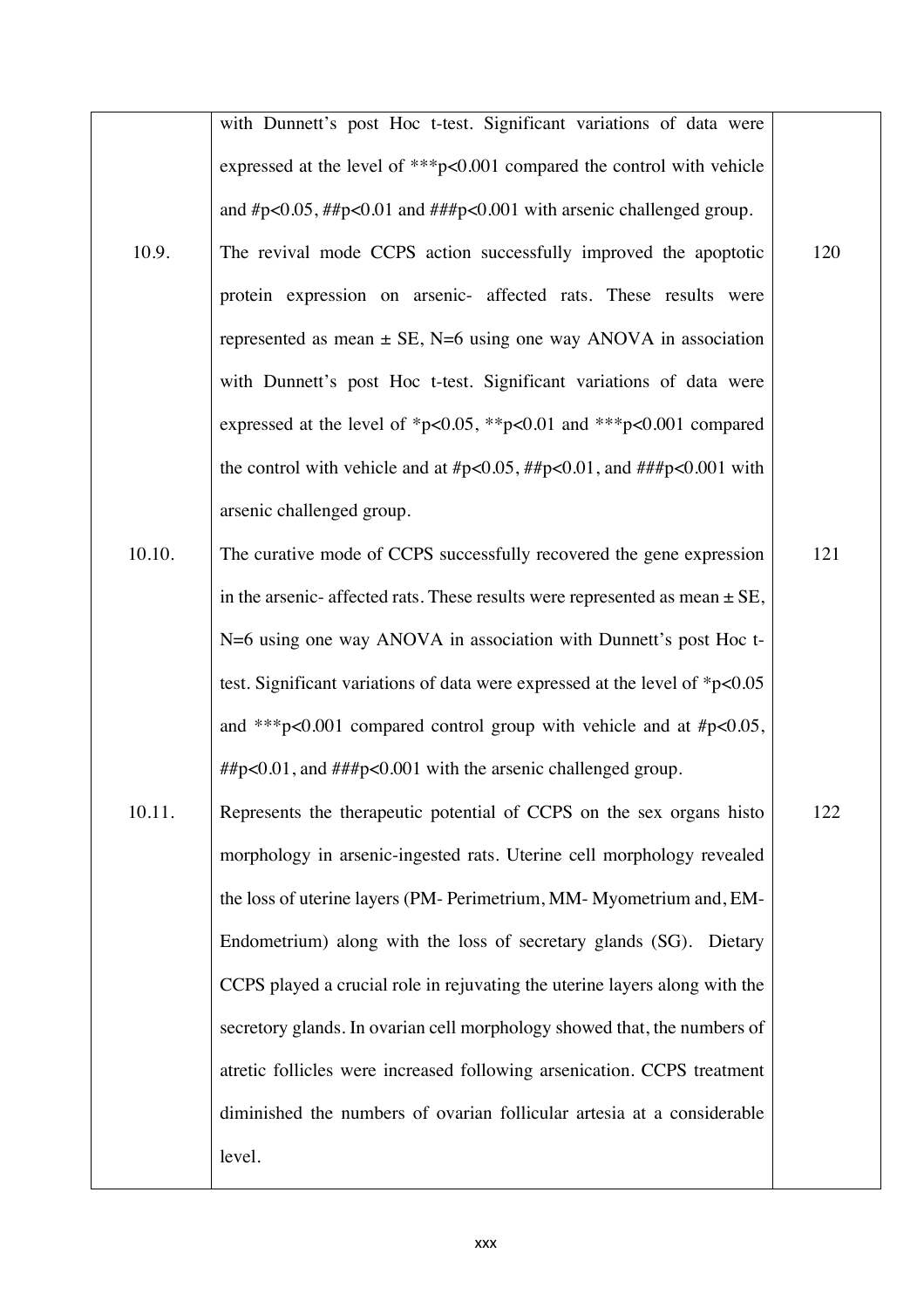| | | |
|---|---|---|
| | with Dunnett's post Hoc t-test. Significant variations of data were expressed at the level of ***$p<0.001$ compared the control with vehicle and #$p<0.05$, ##$p<0.01$ and ###$p<0.001$ with arsenic challenged group. | |
| 10.9. | The revival mode CCPS action successfully improved the apoptotic protein expression on arsenic- affected rats. These results were represented as mean ± SE, N=6 using one way ANOVA in association with Dunnett's post Hoc t-test. Significant variations of data were expressed at the level of *$p<0.05$, **$p<0.01$ and ***$p<0.001$ compared the control with vehicle and at #$p<0.05$, ##$p<0.01$, and ###$p<0.001$ with arsenic challenged group. | 120 |
| 10.10. | The curative mode of CCPS successfully recovered the gene expression in the arsenic- affected rats. These results were represented as mean ± SE, N=6 using one way ANOVA in association with Dunnett's post Hoc t-test. Significant variations of data were expressed at the level of *$p<0.05$ and ***$p<0.001$ compared control group with vehicle and at #$p<0.05$, ##$p<0.01$, and ###$p<0.001$ with the arsenic challenged group. | 121 |
| 10.11. | Represents the therapeutic potential of CCPS on the sex organs histo morphology in arsenic-ingested rats. Uterine cell morphology revealed the loss of uterine layers (PM- Perimetrium, MM- Myometrium and, EM- Endometrium) along with the loss of secretary glands (SG). Dietary CCPS played a crucial role in rejuvating the uterine layers along with the secretory glands. In ovarian cell morphology showed that, the numbers of atretic follicles were increased following arsenication. CCPS treatment diminished the numbers of ovarian follicular artesia at a considerable level. | 122 |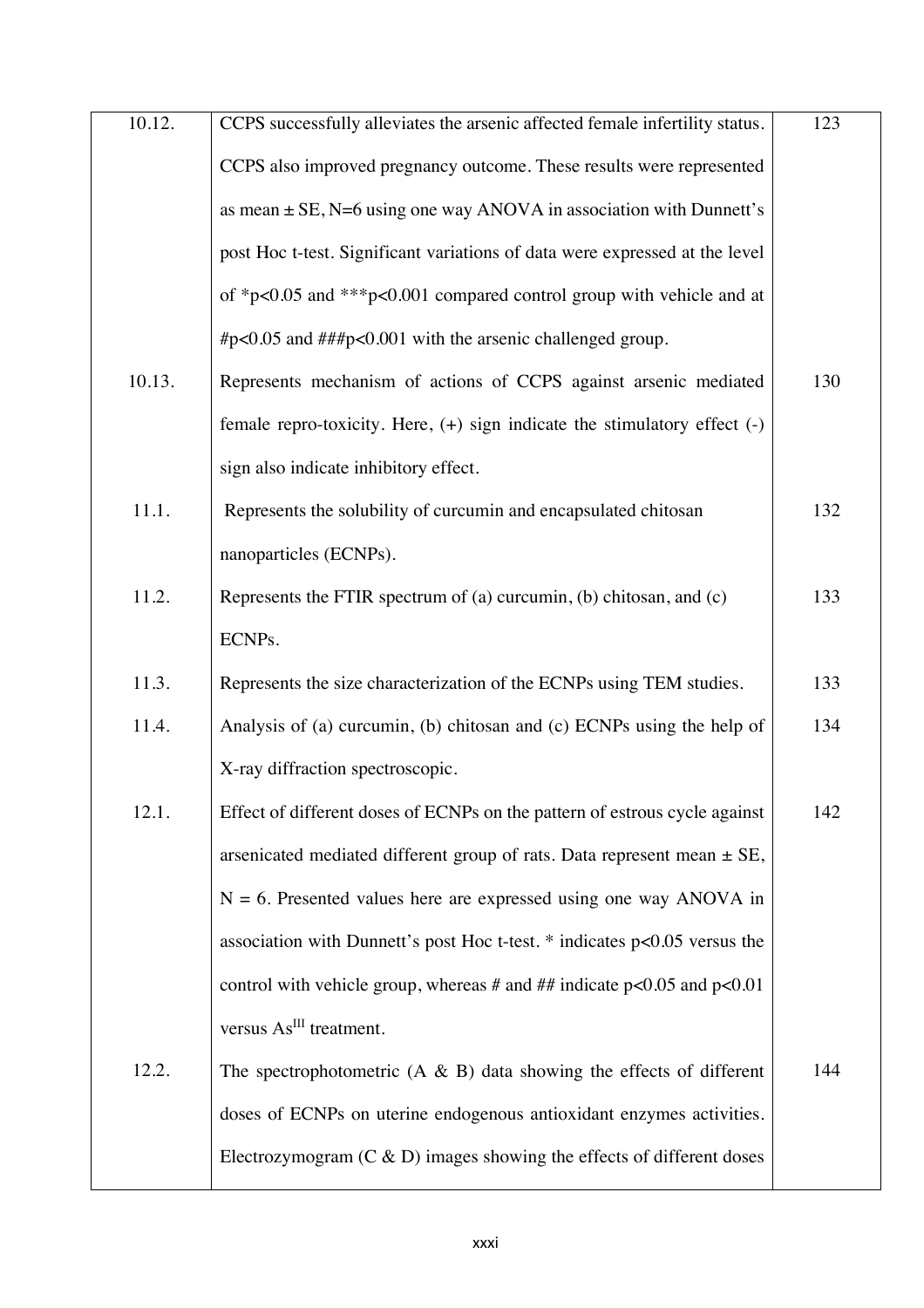| | | |
|---|---|---|
| 10.12. | CCPS successfully alleviates the arsenic affected female infertility status. CCPS also improved pregnancy outcome. These results were represented as mean ± SE, N=6 using one way ANOVA in association with Dunnett's post Hoc t-test. Significant variations of data were expressed at the level of *p<0.05 and ***p<0.001 compared control group with vehicle and at #p<0.05 and ###p<0.001 with the arsenic challenged group. | 123 |
| 10.13. | Represents mechanism of actions of CCPS against arsenic mediated female repro-toxicity. Here, (+) sign indicate the stimulatory effect (-) sign also indicate inhibitory effect. | 130 |
| 11.1. | Represents the solubility of curcumin and encapsulated chitosan nanoparticles (ECNPs). | 132 |
| 11.2. | Represents the FTIR spectrum of (a) curcumin, (b) chitosan, and (c) ECNPs. | 133 |
| 11.3. | Represents the size characterization of the ECNPs using TEM studies. | 133 |
| 11.4. | Analysis of (a) curcumin, (b) chitosan and (c) ECNPs using the help of X-ray diffraction spectroscopic. | 134 |
| 12.1. | Effect of different doses of ECNPs on the pattern of estrous cycle against arsenicated mediated different group of rats. Data represent mean ± SE, N = 6. Presented values here are expressed using one way ANOVA in association with Dunnett's post Hoc t-test. * indicates p<0.05 versus the control with vehicle group, whereas # and ## indicate p<0.05 and p<0.01 versus $As^{III}$ treatment. | 142 |
| 12.2. | The spectrophotometric (A & B) data showing the effects of different doses of ECNPs on uterine endogenous antioxidant enzymes activities. Electrozymogram (C & D) images showing the effects of different doses | 144 |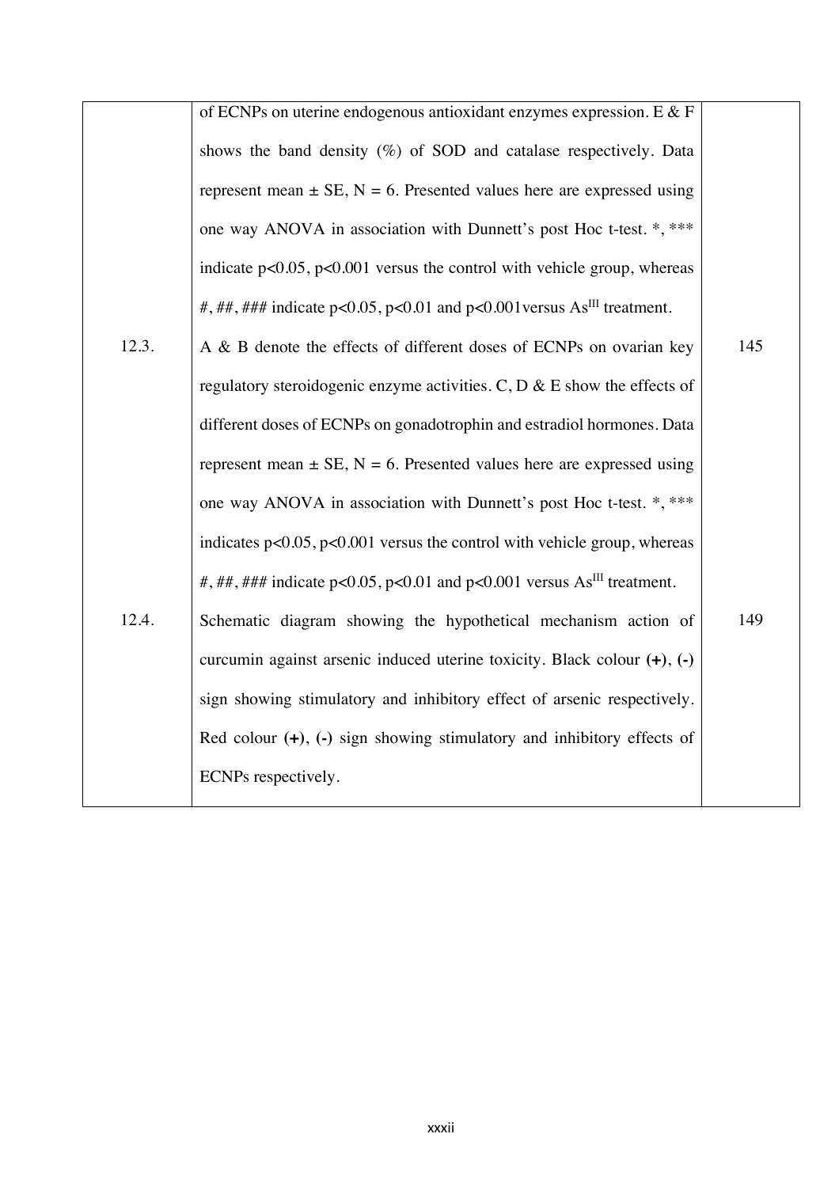| | | |
|---|---|---|
| | of ECNPs on uterine endogenous antioxidant enzymes expression. E & F shows the band density (%) of SOD and catalase respectively. Data represent mean ± SE, N = 6. Presented values here are expressed using one way ANOVA in association with Dunnett's post Hoc t-test. *, *** indicate $p<0.05$, $p<0.001$ versus the control with vehicle group, whereas #, ##, ### indicate $p<0.05$, $p<0.01$ and $p<0.001$versus $As^{III}$ treatment. | |
| 12.3. | A & B denote the effects of different doses of ECNPs on ovarian key regulatory steroidogenic enzyme activities. C, D & E show the effects of different doses of ECNPs on gonadotrophin and estradiol hormones. Data represent mean ± SE, N = 6. Presented values here are expressed using one way ANOVA in association with Dunnett's post Hoc t-test. *, *** indicates $p<0.05$, $p<0.001$ versus the control with vehicle group, whereas #, ##, ### indicate $p<0.05$, $p<0.01$ and $p<0.001$ versus $As^{III}$ treatment. | 145 |
| 12.4. | Schematic diagram showing the hypothetical mechanism action of curcumin against arsenic induced uterine toxicity. Black colour **(+)**, **(-)** sign showing stimulatory and inhibitory effect of arsenic respectively. Red colour **(+)**, **(-)** sign showing stimulatory and inhibitory effects of ECNPs respectively. | 149 |